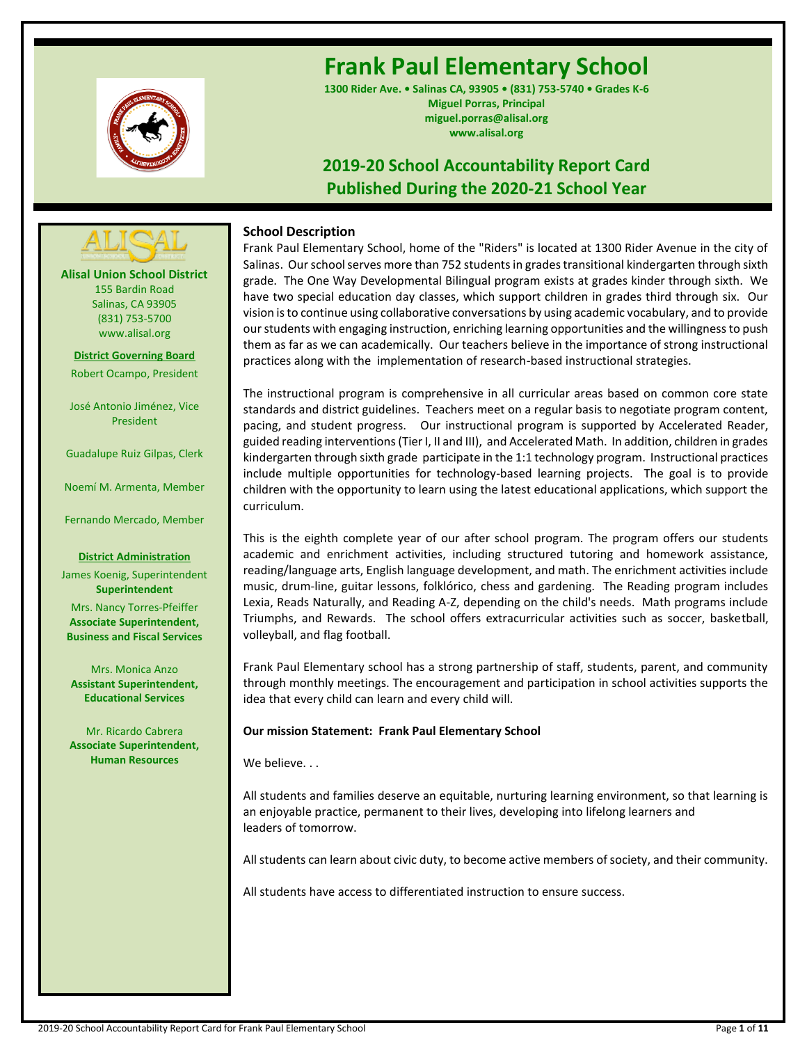# Frank Paul Elementary School

**1300 Rider Ave. • Salinas CA, 93905 • (831) 753-5740 • Grades K-6**
**Miguel Porras, Principal**
**miguel.porras@alisal.org**
**www.alisal.org**

## 2019-20 School Accountability Report Card
## Published During the 2020-21 School Year

**Alisal Union School District**
155 Bardin Road
Salinas, CA 93905
(831) 753-5700
www.alisal.org

**District Governing Board**

Robert Ocampo, President

José Antonio Jiménez, Vice President

Guadalupe Ruiz Gilpas, Clerk

Noemí M. Armenta, Member

Fernando Mercado, Member

**District Administration**

James Koenig, Superintendent
**Superintendent**

Mrs. Nancy Torres-Pfeiffer
**Associate Superintendent, Business and Fiscal Services**

Mrs. Monica Anzo
**Assistant Superintendent, Educational Services**

Mr. Ricardo Cabrera
**Associate Superintendent, Human Resources**

### School Description

Frank Paul Elementary School, home of the "Riders" is located at 1300 Rider Avenue in the city of Salinas. Our school serves more than 752 students in grades transitional kindergarten through sixth grade. The One Way Developmental Bilingual program exists at grades kinder through sixth. We have two special education day classes, which support children in grades third through six. Our vision is to continue using collaborative conversations by using academic vocabulary, and to provide our students with engaging instruction, enriching learning opportunities and the willingness to push them as far as we can academically. Our teachers believe in the importance of strong instructional practices along with the implementation of research-based instructional strategies.

The instructional program is comprehensive in all curricular areas based on common core state standards and district guidelines. Teachers meet on a regular basis to negotiate program content, pacing, and student progress. Our instructional program is supported by Accelerated Reader, guided reading interventions (Tier I, II and III), and Accelerated Math. In addition, children in grades kindergarten through sixth grade participate in the 1:1 technology program. Instructional practices include multiple opportunities for technology-based learning projects. The goal is to provide children with the opportunity to learn using the latest educational applications, which support the curriculum.

This is the eighth complete year of our after school program. The program offers our students academic and enrichment activities, including structured tutoring and homework assistance, reading/language arts, English language development, and math. The enrichment activities include music, drum-line, guitar lessons, folklórico, chess and gardening. The Reading program includes Lexia, Reads Naturally, and Reading A-Z, depending on the child's needs. Math programs include Triumphs, and Rewards. The school offers extracurricular activities such as soccer, basketball, volleyball, and flag football.

Frank Paul Elementary school has a strong partnership of staff, students, parent, and community through monthly meetings. The encouragement and participation in school activities supports the idea that every child can learn and every child will.

**Our mission Statement: Frank Paul Elementary School**

We believe. . .

All students and families deserve an equitable, nurturing learning environment, so that learning is an enjoyable practice, permanent to their lives, developing into lifelong learners and leaders of tomorrow.

All students can learn about civic duty, to become active members of society, and their community.

All students have access to differentiated instruction to ensure success.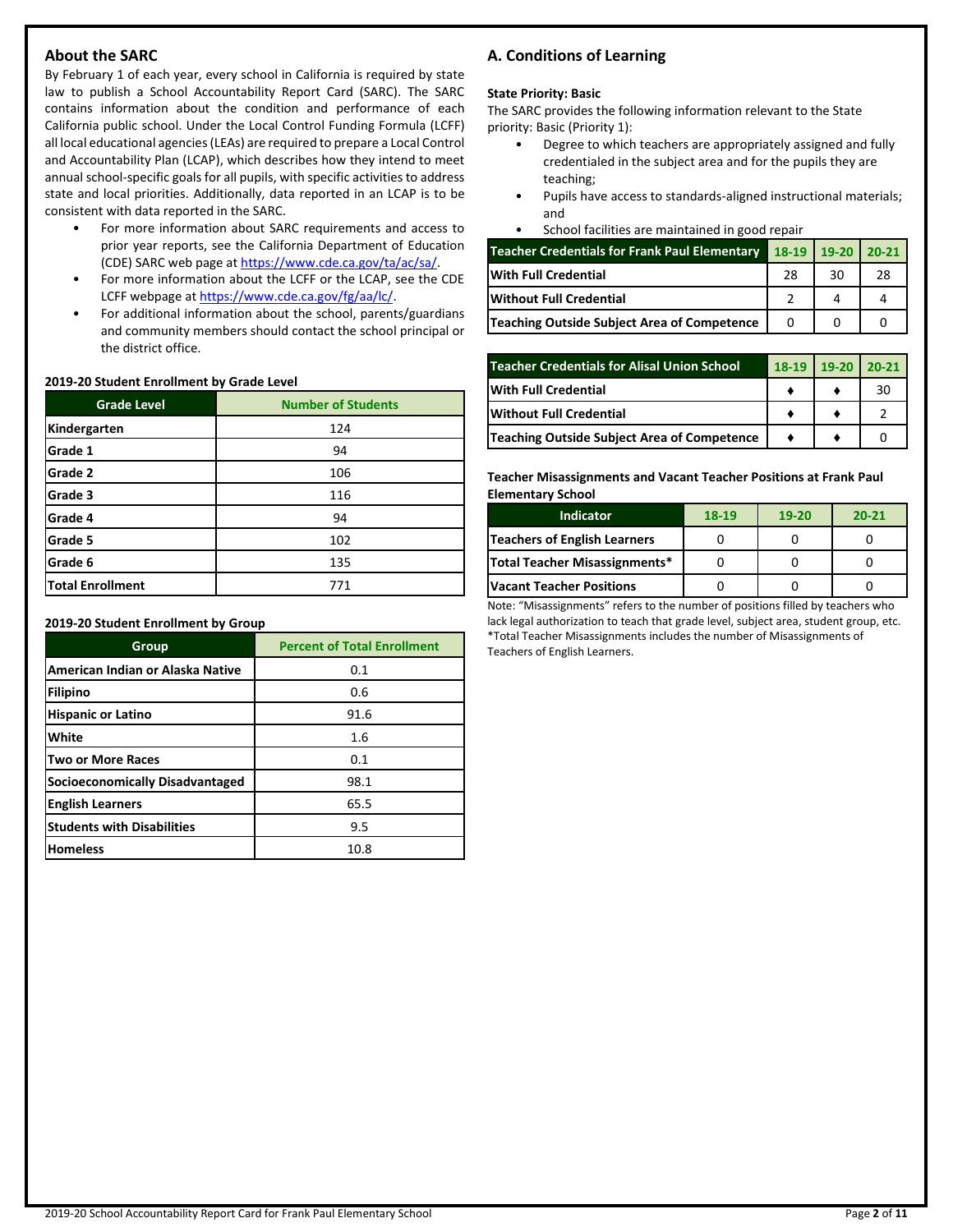## About the SARC

By February 1 of each year, every school in California is required by state law to publish a School Accountability Report Card (SARC). The SARC contains information about the condition and performance of each California public school. Under the Local Control Funding Formula (LCFF) all local educational agencies (LEAs) are required to prepare a Local Control and Accountability Plan (LCAP), which describes how they intend to meet annual school-specific goals for all pupils, with specific activities to address state and local priorities. Additionally, data reported in an LCAP is to be consistent with data reported in the SARC.

- For more information about SARC requirements and access to prior year reports, see the California Department of Education (CDE) SARC web page at https://www.cde.ca.gov/ta/ac/sa/.
- For more information about the LCFF or the LCAP, see the CDE LCFF webpage at https://www.cde.ca.gov/fg/aa/lc/.
- For additional information about the school, parents/guardians and community members should contact the school principal or the district office.

**2019-20 Student Enrollment by Grade Level**

| Grade Level | Number of Students |
|---|---|
| Kindergarten | 124 |
| Grade 1 | 94 |
| Grade 2 | 106 |
| Grade 3 | 116 |
| Grade 4 | 94 |
| Grade 5 | 102 |
| Grade 6 | 135 |
| Total Enrollment | 771 |

**2019-20 Student Enrollment by Group**

| Group | Percent of Total Enrollment |
|---|---|
| American Indian or Alaska Native | 0.1 |
| Filipino | 0.6 |
| Hispanic or Latino | 91.6 |
| White | 1.6 |
| Two or More Races | 0.1 |
| Socioeconomically Disadvantaged | 98.1 |
| English Learners | 65.5 |
| Students with Disabilities | 9.5 |
| Homeless | 10.8 |

## A. Conditions of Learning

**State Priority: Basic**

The SARC provides the following information relevant to the State priority: Basic (Priority 1):

- Degree to which teachers are appropriately assigned and fully credentialed in the subject area and for the pupils they are teaching;
- Pupils have access to standards-aligned instructional materials; and
- School facilities are maintained in good repair

| Teacher Credentials for Frank Paul Elementary | 18-19 | 19-20 | 20-21 |
|---|---|---|---|
| With Full Credential | 28 | 30 | 28 |
| Without Full Credential | 2 | 4 | 4 |
| Teaching Outside Subject Area of Competence | 0 | 0 | 0 |

| Teacher Credentials for Alisal Union School | 18-19 | 19-20 | 20-21 |
|---|---|---|---|
| With Full Credential | ♦ | ♦ | 30 |
| Without Full Credential | ♦ | ♦ | 2 |
| Teaching Outside Subject Area of Competence | ♦ | ♦ | 0 |

**Teacher Misassignments and Vacant Teacher Positions at Frank Paul Elementary School**

| Indicator | 18-19 | 19-20 | 20-21 |
|---|---|---|---|
| Teachers of English Learners | 0 | 0 | 0 |
| Total Teacher Misassignments* | 0 | 0 | 0 |
| Vacant Teacher Positions | 0 | 0 | 0 |

Note: "Misassignments" refers to the number of positions filled by teachers who lack legal authorization to teach that grade level, subject area, student group, etc.
*Total Teacher Misassignments includes the number of Misassignments of Teachers of English Learners.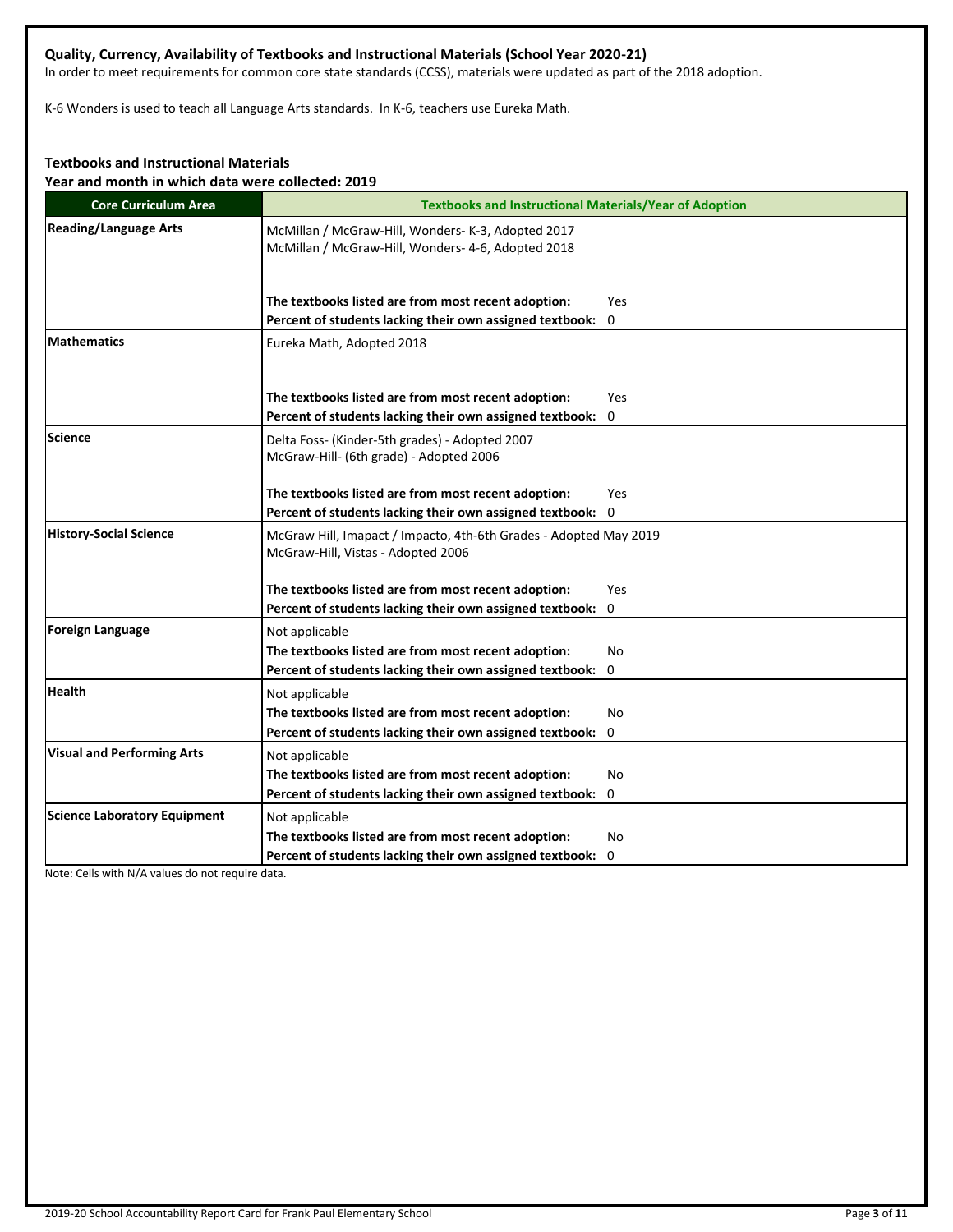### Quality, Currency, Availability of Textbooks and Instructional Materials (School Year 2020-21)

In order to meet requirements for common core state standards (CCSS), materials were updated as part of the 2018 adoption.

K-6 Wonders is used to teach all Language Arts standards. In K-6, teachers use Eureka Math.

### Textbooks and Instructional Materials

**Year and month in which data were collected: 2019**

| Core Curriculum Area | Textbooks and Instructional Materials/Year of Adoption |
|---|---|
| **Reading/Language Arts** | McMillan / McGraw-Hill, Wonders- K-3, Adopted 2017<br>McMillan / McGraw-Hill, Wonders- 4-6, Adopted 2018<br><br>**The textbooks listed are from most recent adoption:** Yes<br>**Percent of students lacking their own assigned textbook:** 0 |
| **Mathematics** | Eureka Math, Adopted 2018<br><br>**The textbooks listed are from most recent adoption:** Yes<br>**Percent of students lacking their own assigned textbook:** 0 |
| **Science** | Delta Foss- (Kinder-5th grades) - Adopted 2007<br>McGraw-Hill- (6th grade) - Adopted 2006<br><br>**The textbooks listed are from most recent adoption:** Yes<br>**Percent of students lacking their own assigned textbook:** 0 |
| **History-Social Science** | McGraw Hill, Imapact / Impacto, 4th-6th Grades - Adopted May 2019<br>McGraw-Hill, Vistas - Adopted 2006<br><br>**The textbooks listed are from most recent adoption:** Yes<br>**Percent of students lacking their own assigned textbook:** 0 |
| **Foreign Language** | Not applicable<br>**The textbooks listed are from most recent adoption:** No<br>**Percent of students lacking their own assigned textbook:** 0 |
| **Health** | Not applicable<br>**The textbooks listed are from most recent adoption:** No<br>**Percent of students lacking their own assigned textbook:** 0 |
| **Visual and Performing Arts** | Not applicable<br>**The textbooks listed are from most recent adoption:** No<br>**Percent of students lacking their own assigned textbook:** 0 |
| **Science Laboratory Equipment** | Not applicable<br>**The textbooks listed are from most recent adoption:** No<br>**Percent of students lacking their own assigned textbook:** 0 |

Note: Cells with N/A values do not require data.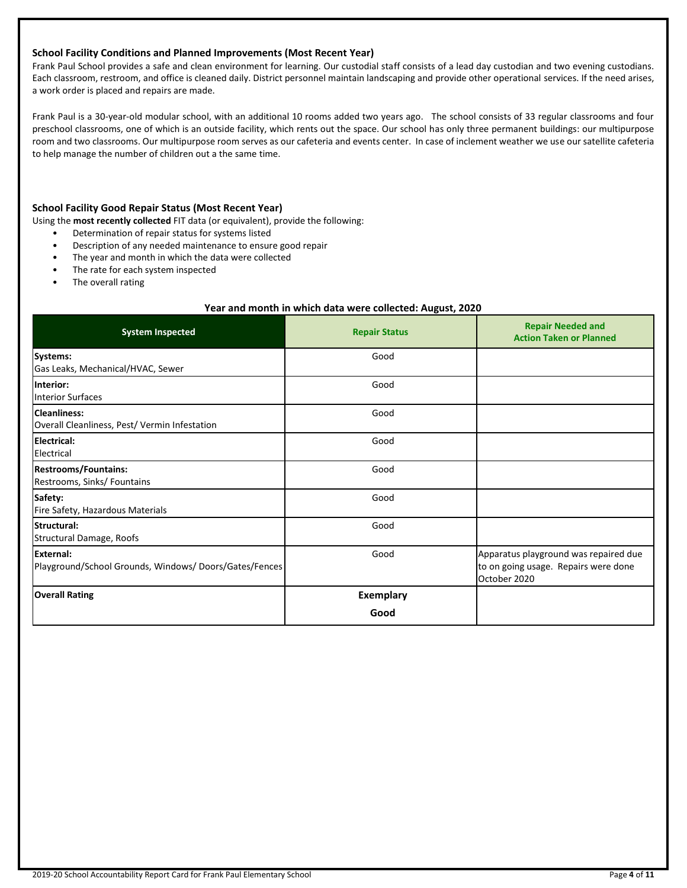### School Facility Conditions and Planned Improvements (Most Recent Year)

Frank Paul School provides a safe and clean environment for learning. Our custodial staff consists of a lead day custodian and two evening custodians. Each classroom, restroom, and office is cleaned daily. District personnel maintain landscaping and provide other operational services. If the need arises, a work order is placed and repairs are made.

Frank Paul is a 30-year-old modular school, with an additional 10 rooms added two years ago. The school consists of 33 regular classrooms and four preschool classrooms, one of which is an outside facility, which rents out the space. Our school has only three permanent buildings: our multipurpose room and two classrooms. Our multipurpose room serves as our cafeteria and events center. In case of inclement weather we use our satellite cafeteria to help manage the number of children out a the same time.

### School Facility Good Repair Status (Most Recent Year)

Using the **most recently collected** FIT data (or equivalent), provide the following:

- Determination of repair status for systems listed
- Description of any needed maintenance to ensure good repair
- The year and month in which the data were collected
- The rate for each system inspected
- The overall rating

**Year and month in which data were collected: August, 2020**

| System Inspected | Repair Status | Repair Needed and Action Taken or Planned |
|---|---|---|
| **Systems:** Gas Leaks, Mechanical/HVAC, Sewer | Good | |
| **Interior:** Interior Surfaces | Good | |
| **Cleanliness:** Overall Cleanliness, Pest/ Vermin Infestation | Good | |
| **Electrical:** Electrical | Good | |
| **Restrooms/Fountains:** Restrooms, Sinks/ Fountains | Good | |
| **Safety:** Fire Safety, Hazardous Materials | Good | |
| **Structural:** Structural Damage, Roofs | Good | |
| **External:** Playground/School Grounds, Windows/ Doors/Gates/Fences | Good | Apparatus playground was repaired due to on going usage. Repairs were done October 2020 |
| **Overall Rating** | **Exemplary** **Good** | |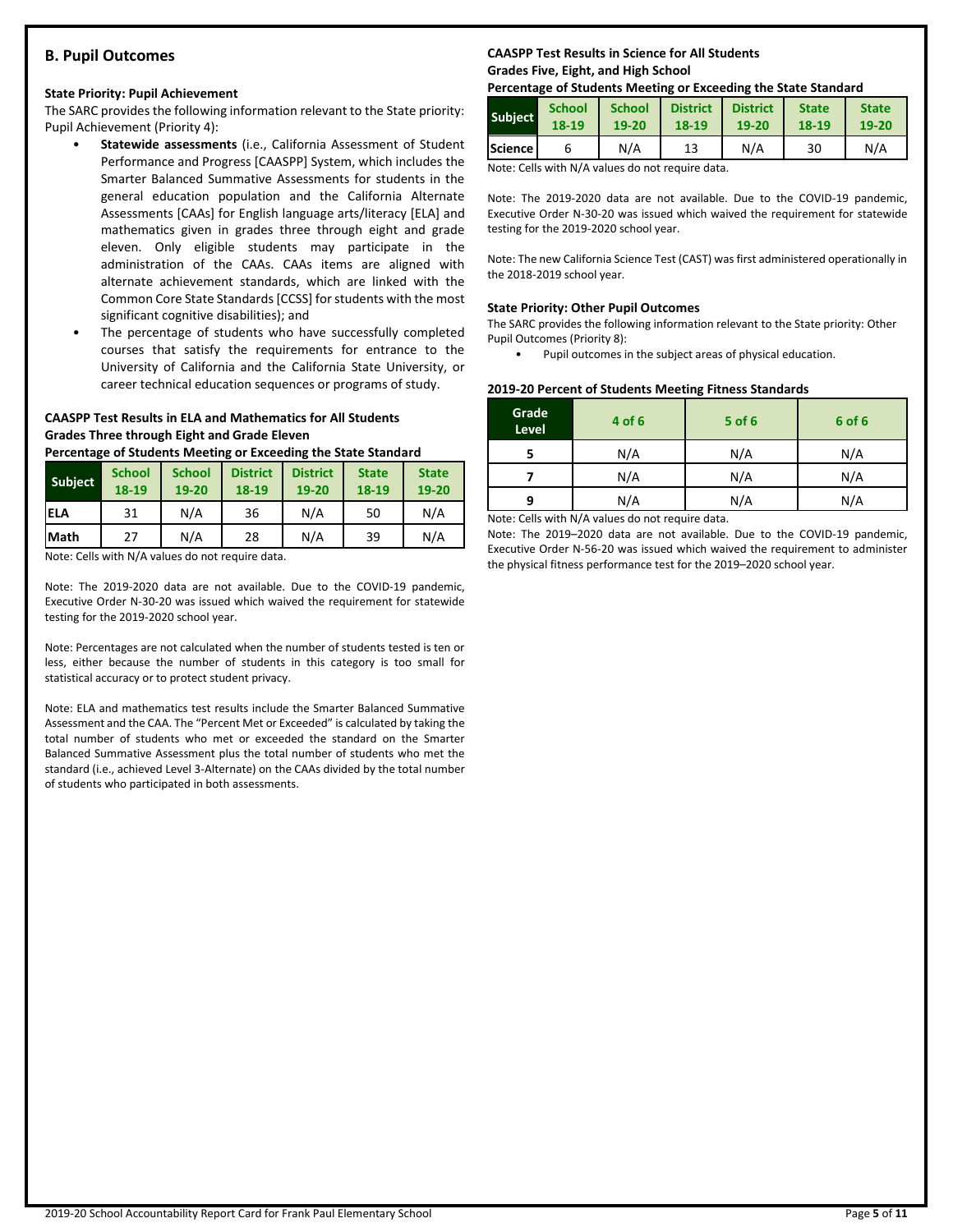## B. Pupil Outcomes

### State Priority: Pupil Achievement

The SARC provides the following information relevant to the State priority: Pupil Achievement (Priority 4):

- **Statewide assessments** (i.e., California Assessment of Student Performance and Progress [CAASPP] System, which includes the Smarter Balanced Summative Assessments for students in the general education population and the California Alternate Assessments [CAAs] for English language arts/literacy [ELA] and mathematics given in grades three through eight and grade eleven. Only eligible students may participate in the administration of the CAAs. CAAs items are aligned with alternate achievement standards, which are linked with the Common Core State Standards [CCSS] for students with the most significant cognitive disabilities); and
- The percentage of students who have successfully completed courses that satisfy the requirements for entrance to the University of California and the California State University, or career technical education sequences or programs of study.

**CAASPP Test Results in ELA and Mathematics for All Students**
**Grades Three through Eight and Grade Eleven**
**Percentage of Students Meeting or Exceeding the State Standard**

| Subject | School 18-19 | School 19-20 | District 18-19 | District 19-20 | State 18-19 | State 19-20 |
|---|---|---|---|---|---|---|
| ELA | 31 | N/A | 36 | N/A | 50 | N/A |
| Math | 27 | N/A | 28 | N/A | 39 | N/A |

Note: Cells with N/A values do not require data.

Note: The 2019-2020 data are not available. Due to the COVID-19 pandemic, Executive Order N-30-20 was issued which waived the requirement for statewide testing for the 2019-2020 school year.

Note: Percentages are not calculated when the number of students tested is ten or less, either because the number of students in this category is too small for statistical accuracy or to protect student privacy.

Note: ELA and mathematics test results include the Smarter Balanced Summative Assessment and the CAA. The "Percent Met or Exceeded" is calculated by taking the total number of students who met or exceeded the standard on the Smarter Balanced Summative Assessment plus the total number of students who met the standard (i.e., achieved Level 3-Alternate) on the CAAs divided by the total number of students who participated in both assessments.

**CAASPP Test Results in Science for All Students**
**Grades Five, Eight, and High School**
**Percentage of Students Meeting or Exceeding the State Standard**

| Subject | School 18-19 | School 19-20 | District 18-19 | District 19-20 | State 18-19 | State 19-20 |
|---|---|---|---|---|---|---|
| Science | 6 | N/A | 13 | N/A | 30 | N/A |

Note: Cells with N/A values do not require data.

Note: The 2019-2020 data are not available. Due to the COVID-19 pandemic, Executive Order N-30-20 was issued which waived the requirement for statewide testing for the 2019-2020 school year.

Note: The new California Science Test (CAST) was first administered operationally in the 2018-2019 school year.

### State Priority: Other Pupil Outcomes

The SARC provides the following information relevant to the State priority: Other Pupil Outcomes (Priority 8):

- Pupil outcomes in the subject areas of physical education.

**2019-20 Percent of Students Meeting Fitness Standards**

| Grade Level | 4 of 6 | 5 of 6 | 6 of 6 |
|---|---|---|---|
| 5 | N/A | N/A | N/A |
| 7 | N/A | N/A | N/A |
| 9 | N/A | N/A | N/A |

Note: Cells with N/A values do not require data.

Note: The 2019–2020 data are not available. Due to the COVID-19 pandemic, Executive Order N-56-20 was issued which waived the requirement to administer the physical fitness performance test for the 2019–2020 school year.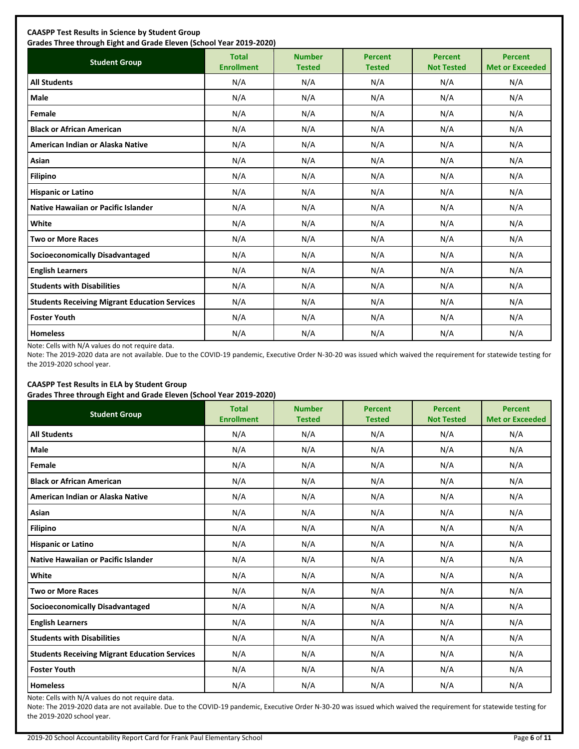**CAASPP Test Results in Science by Student Group**
**Grades Three through Eight and Grade Eleven (School Year 2019-2020)**

| Student Group | Total Enrollment | Number Tested | Percent Tested | Percent Not Tested | Percent Met or Exceeded |
|---|---|---|---|---|---|
| **All Students** | N/A | N/A | N/A | N/A | N/A |
| **Male** | N/A | N/A | N/A | N/A | N/A |
| **Female** | N/A | N/A | N/A | N/A | N/A |
| **Black or African American** | N/A | N/A | N/A | N/A | N/A |
| **American Indian or Alaska Native** | N/A | N/A | N/A | N/A | N/A |
| **Asian** | N/A | N/A | N/A | N/A | N/A |
| **Filipino** | N/A | N/A | N/A | N/A | N/A |
| **Hispanic or Latino** | N/A | N/A | N/A | N/A | N/A |
| **Native Hawaiian or Pacific Islander** | N/A | N/A | N/A | N/A | N/A |
| **White** | N/A | N/A | N/A | N/A | N/A |
| **Two or More Races** | N/A | N/A | N/A | N/A | N/A |
| **Socioeconomically Disadvantaged** | N/A | N/A | N/A | N/A | N/A |
| **English Learners** | N/A | N/A | N/A | N/A | N/A |
| **Students with Disabilities** | N/A | N/A | N/A | N/A | N/A |
| **Students Receiving Migrant Education Services** | N/A | N/A | N/A | N/A | N/A |
| **Foster Youth** | N/A | N/A | N/A | N/A | N/A |
| **Homeless** | N/A | N/A | N/A | N/A | N/A |

Note: Cells with N/A values do not require data.

Note: The 2019-2020 data are not available. Due to the COVID-19 pandemic, Executive Order N-30-20 was issued which waived the requirement for statewide testing for the 2019-2020 school year.

**CAASPP Test Results in ELA by Student Group**
**Grades Three through Eight and Grade Eleven (School Year 2019-2020)**

| Student Group | Total Enrollment | Number Tested | Percent Tested | Percent Not Tested | Percent Met or Exceeded |
|---|---|---|---|---|---|
| **All Students** | N/A | N/A | N/A | N/A | N/A |
| **Male** | N/A | N/A | N/A | N/A | N/A |
| **Female** | N/A | N/A | N/A | N/A | N/A |
| **Black or African American** | N/A | N/A | N/A | N/A | N/A |
| **American Indian or Alaska Native** | N/A | N/A | N/A | N/A | N/A |
| **Asian** | N/A | N/A | N/A | N/A | N/A |
| **Filipino** | N/A | N/A | N/A | N/A | N/A |
| **Hispanic or Latino** | N/A | N/A | N/A | N/A | N/A |
| **Native Hawaiian or Pacific Islander** | N/A | N/A | N/A | N/A | N/A |
| **White** | N/A | N/A | N/A | N/A | N/A |
| **Two or More Races** | N/A | N/A | N/A | N/A | N/A |
| **Socioeconomically Disadvantaged** | N/A | N/A | N/A | N/A | N/A |
| **English Learners** | N/A | N/A | N/A | N/A | N/A |
| **Students with Disabilities** | N/A | N/A | N/A | N/A | N/A |
| **Students Receiving Migrant Education Services** | N/A | N/A | N/A | N/A | N/A |
| **Foster Youth** | N/A | N/A | N/A | N/A | N/A |
| **Homeless** | N/A | N/A | N/A | N/A | N/A |

Note: Cells with N/A values do not require data.

Note: The 2019-2020 data are not available. Due to the COVID-19 pandemic, Executive Order N-30-20 was issued which waived the requirement for statewide testing for the 2019-2020 school year.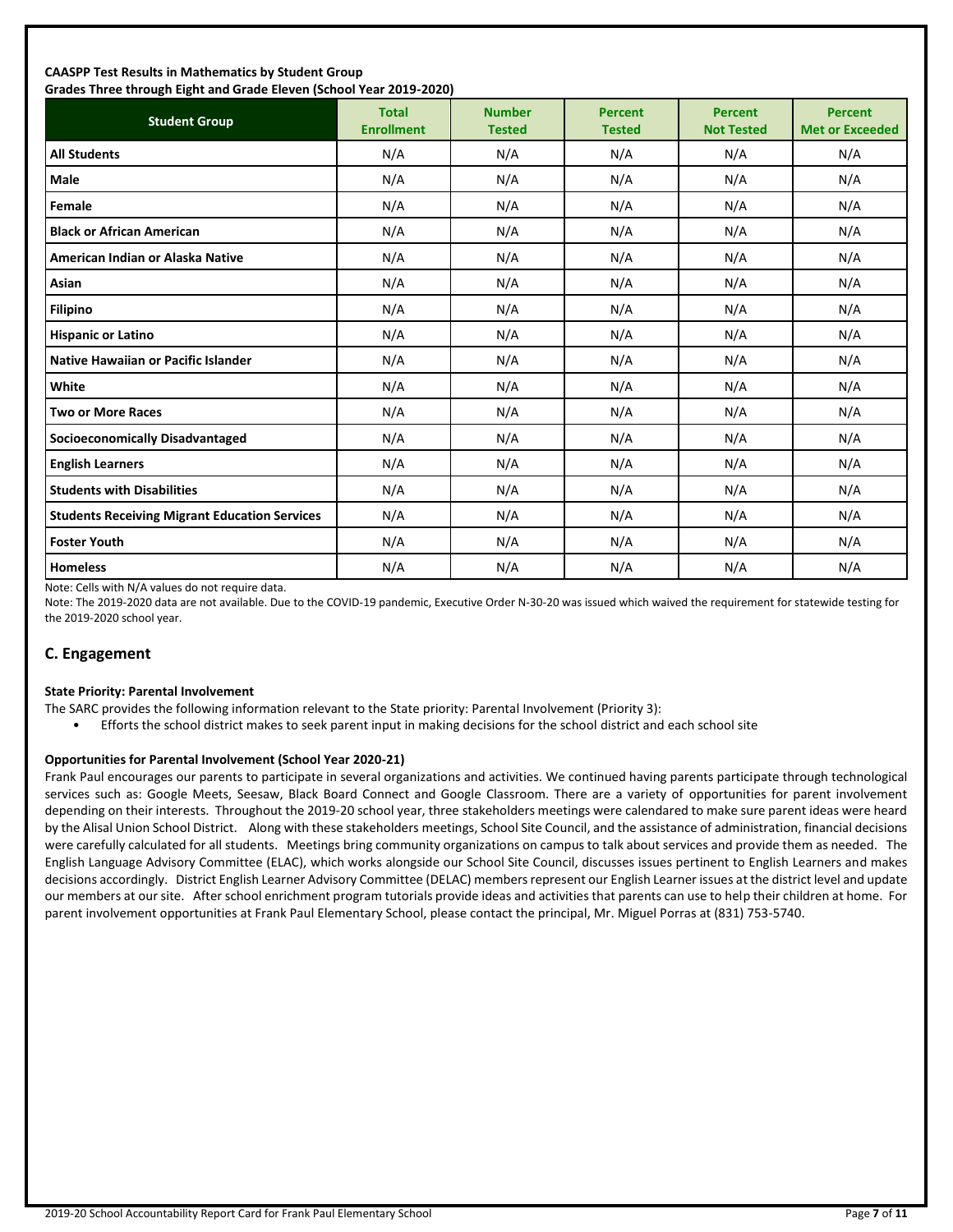**CAASPP Test Results in Mathematics by Student Group**
**Grades Three through Eight and Grade Eleven (School Year 2019-2020)**

| Student Group | Total Enrollment | Number Tested | Percent Tested | Percent Not Tested | Percent Met or Exceeded |
|---|---|---|---|---|---|
| **All Students** | N/A | N/A | N/A | N/A | N/A |
| **Male** | N/A | N/A | N/A | N/A | N/A |
| **Female** | N/A | N/A | N/A | N/A | N/A |
| **Black or African American** | N/A | N/A | N/A | N/A | N/A |
| **American Indian or Alaska Native** | N/A | N/A | N/A | N/A | N/A |
| **Asian** | N/A | N/A | N/A | N/A | N/A |
| **Filipino** | N/A | N/A | N/A | N/A | N/A |
| **Hispanic or Latino** | N/A | N/A | N/A | N/A | N/A |
| **Native Hawaiian or Pacific Islander** | N/A | N/A | N/A | N/A | N/A |
| **White** | N/A | N/A | N/A | N/A | N/A |
| **Two or More Races** | N/A | N/A | N/A | N/A | N/A |
| **Socioeconomically Disadvantaged** | N/A | N/A | N/A | N/A | N/A |
| **English Learners** | N/A | N/A | N/A | N/A | N/A |
| **Students with Disabilities** | N/A | N/A | N/A | N/A | N/A |
| **Students Receiving Migrant Education Services** | N/A | N/A | N/A | N/A | N/A |
| **Foster Youth** | N/A | N/A | N/A | N/A | N/A |
| **Homeless** | N/A | N/A | N/A | N/A | N/A |

Note: Cells with N/A values do not require data.

Note: The 2019-2020 data are not available. Due to the COVID-19 pandemic, Executive Order N-30-20 was issued which waived the requirement for statewide testing for the 2019-2020 school year.

## C. Engagement

**State Priority: Parental Involvement**

The SARC provides the following information relevant to the State priority: Parental Involvement (Priority 3):

- Efforts the school district makes to seek parent input in making decisions for the school district and each school site

**Opportunities for Parental Involvement (School Year 2020-21)**

Frank Paul encourages our parents to participate in several organizations and activities. We continued having parents participate through technological services such as: Google Meets, Seesaw, Black Board Connect and Google Classroom. There are a variety of opportunities for parent involvement depending on their interests. Throughout the 2019-20 school year, three stakeholders meetings were calendared to make sure parent ideas were heard by the Alisal Union School District. Along with these stakeholders meetings, School Site Council, and the assistance of administration, financial decisions were carefully calculated for all students. Meetings bring community organizations on campus to talk about services and provide them as needed. The English Language Advisory Committee (ELAC), which works alongside our School Site Council, discusses issues pertinent to English Learners and makes decisions accordingly. District English Learner Advisory Committee (DELAC) members represent our English Learner issues at the district level and update our members at our site. After school enrichment program tutorials provide ideas and activities that parents can use to help their children at home. For parent involvement opportunities at Frank Paul Elementary School, please contact the principal, Mr. Miguel Porras at (831) 753-5740.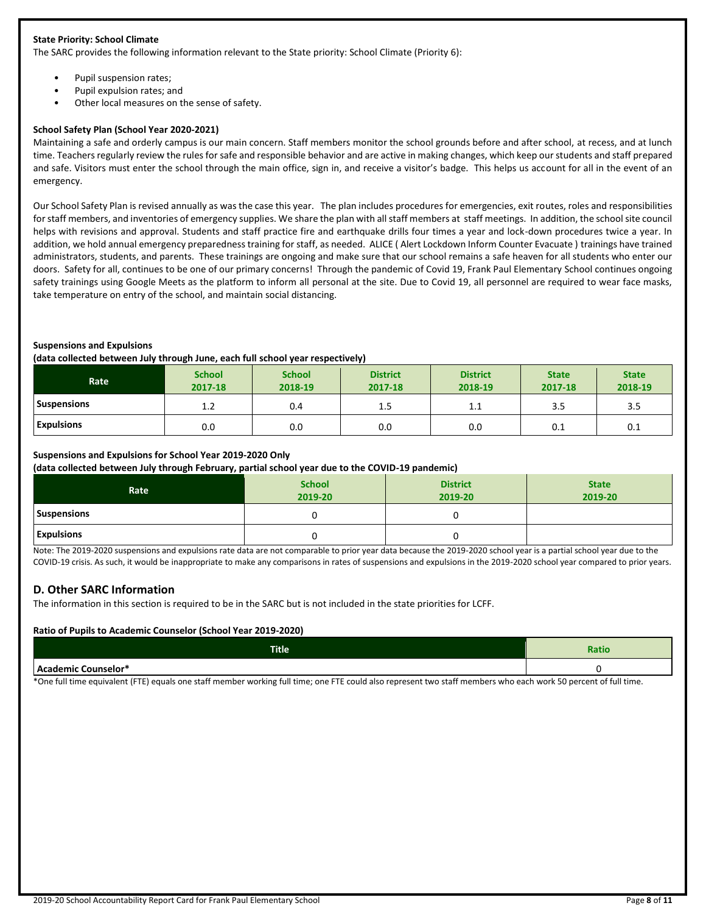**State Priority: School Climate**

The SARC provides the following information relevant to the State priority: School Climate (Priority 6):

- Pupil suspension rates;
- Pupil expulsion rates; and
- Other local measures on the sense of safety.

**School Safety Plan (School Year 2020-2021)**

Maintaining a safe and orderly campus is our main concern. Staff members monitor the school grounds before and after school, at recess, and at lunch time. Teachers regularly review the rules for safe and responsible behavior and are active in making changes, which keep our students and staff prepared and safe. Visitors must enter the school through the main office, sign in, and receive a visitor's badge. This helps us account for all in the event of an emergency.

Our School Safety Plan is revised annually as was the case this year. The plan includes procedures for emergencies, exit routes, roles and responsibilities for staff members, and inventories of emergency supplies. We share the plan with all staff members at staff meetings. In addition, the school site council helps with revisions and approval. Students and staff practice fire and earthquake drills four times a year and lock-down procedures twice a year. In addition, we hold annual emergency preparedness training for staff, as needed. ALICE ( Alert Lockdown Inform Counter Evacuate ) trainings have trained administrators, students, and parents. These trainings are ongoing and make sure that our school remains a safe heaven for all students who enter our doors. Safety for all, continues to be one of our primary concerns! Through the pandemic of Covid 19, Frank Paul Elementary School continues ongoing safety trainings using Google Meets as the platform to inform all personal at the site. Due to Covid 19, all personnel are required to wear face masks, take temperature on entry of the school, and maintain social distancing.

**Suspensions and Expulsions**
**(data collected between July through June, each full school year respectively)**

| Rate | School 2017-18 | School 2018-19 | District 2017-18 | District 2018-19 | State 2017-18 | State 2018-19 |
|---|---|---|---|---|---|---|
| Suspensions | 1.2 | 0.4 | 1.5 | 1.1 | 3.5 | 3.5 |
| Expulsions | 0.0 | 0.0 | 0.0 | 0.0 | 0.1 | 0.1 |

**Suspensions and Expulsions for School Year 2019-2020 Only**
**(data collected between July through February, partial school year due to the COVID-19 pandemic)**

| Rate | School 2019-20 | District 2019-20 | State 2019-20 |
|---|---|---|---|
| Suspensions | 0 | 0 | |
| Expulsions | 0 | 0 | |

Note: The 2019-2020 suspensions and expulsions rate data are not comparable to prior year data because the 2019-2020 school year is a partial school year due to the COVID-19 crisis. As such, it would be inappropriate to make any comparisons in rates of suspensions and expulsions in the 2019-2020 school year compared to prior years.

## D. Other SARC Information

The information in this section is required to be in the SARC but is not included in the state priorities for LCFF.

**Ratio of Pupils to Academic Counselor (School Year 2019-2020)**

| Title | Ratio |
|---|---|
| Academic Counselor* | 0 |

*One full time equivalent (FTE) equals one staff member working full time; one FTE could also represent two staff members who each work 50 percent of full time.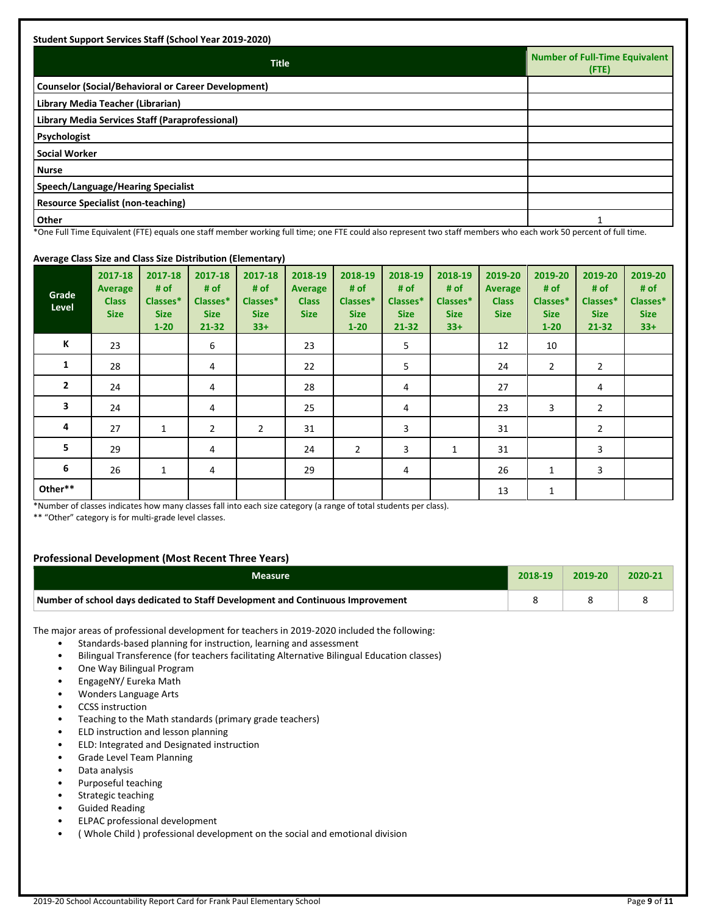**Student Support Services Staff (School Year 2019-2020)**

| Title | Number of Full-Time Equivalent (FTE) |
|---|---|
| Counselor (Social/Behavioral or Career Development) | |
| Library Media Teacher (Librarian) | |
| Library Media Services Staff (Paraprofessional) | |
| Psychologist | |
| Social Worker | |
| Nurse | |
| Speech/Language/Hearing Specialist | |
| Resource Specialist (non-teaching) | |
| Other | 1 |

*One Full Time Equivalent (FTE) equals one staff member working full time; one FTE could also represent two staff members who each work 50 percent of full time.

**Average Class Size and Class Size Distribution (Elementary)**

| Grade Level | 2017-18 Average Class Size | 2017-18 # of Classes* Size 1-20 | 2017-18 # of Classes* Size 21-32 | 2017-18 # of Classes* Size 33+ | 2018-19 Average Class Size | 2018-19 # of Classes* Size 1-20 | 2018-19 # of Classes* Size 21-32 | 2018-19 # of Classes* Size 33+ | 2019-20 Average Class Size | 2019-20 # of Classes* Size 1-20 | 2019-20 # of Classes* Size 21-32 | 2019-20 # of Classes* Size 33+ |
|---|---|---|---|---|---|---|---|---|---|---|---|---|
| K | 23 | | 6 | | 23 | | 5 | | 12 | 10 | | |
| 1 | 28 | | 4 | | 22 | | 5 | | 24 | 2 | 2 | |
| 2 | 24 | | 4 | | 28 | | 4 | | 27 | | 4 | |
| 3 | 24 | | 4 | | 25 | | 4 | | 23 | 3 | 2 | |
| 4 | 27 | 1 | 2 | 2 | 31 | | 3 | | 31 | | 2 | |
| 5 | 29 | | 4 | | 24 | 2 | 3 | 1 | 31 | | 3 | |
| 6 | 26 | 1 | 4 | | 29 | | 4 | | 26 | 1 | 3 | |
| Other** | | | | | | | | | 13 | 1 | | |

*Number of classes indicates how many classes fall into each size category (a range of total students per class).

** "Other" category is for multi-grade level classes.

**Professional Development (Most Recent Three Years)**

| Measure | 2018-19 | 2019-20 | 2020-21 |
|---|---|---|---|
| Number of school days dedicated to Staff Development and Continuous Improvement | 8 | 8 | 8 |

The major areas of professional development for teachers in 2019-2020 included the following:

- Standards-based planning for instruction, learning and assessment
- Bilingual Transference (for teachers facilitating Alternative Bilingual Education classes)
- One Way Bilingual Program
- EngageNY/ Eureka Math
- Wonders Language Arts
- CCSS instruction
- Teaching to the Math standards (primary grade teachers)
- ELD instruction and lesson planning
- ELD: Integrated and Designated instruction
- Grade Level Team Planning
- Data analysis
- Purposeful teaching
- Strategic teaching
- Guided Reading
- ELPAC professional development
- ( Whole Child ) professional development on the social and emotional division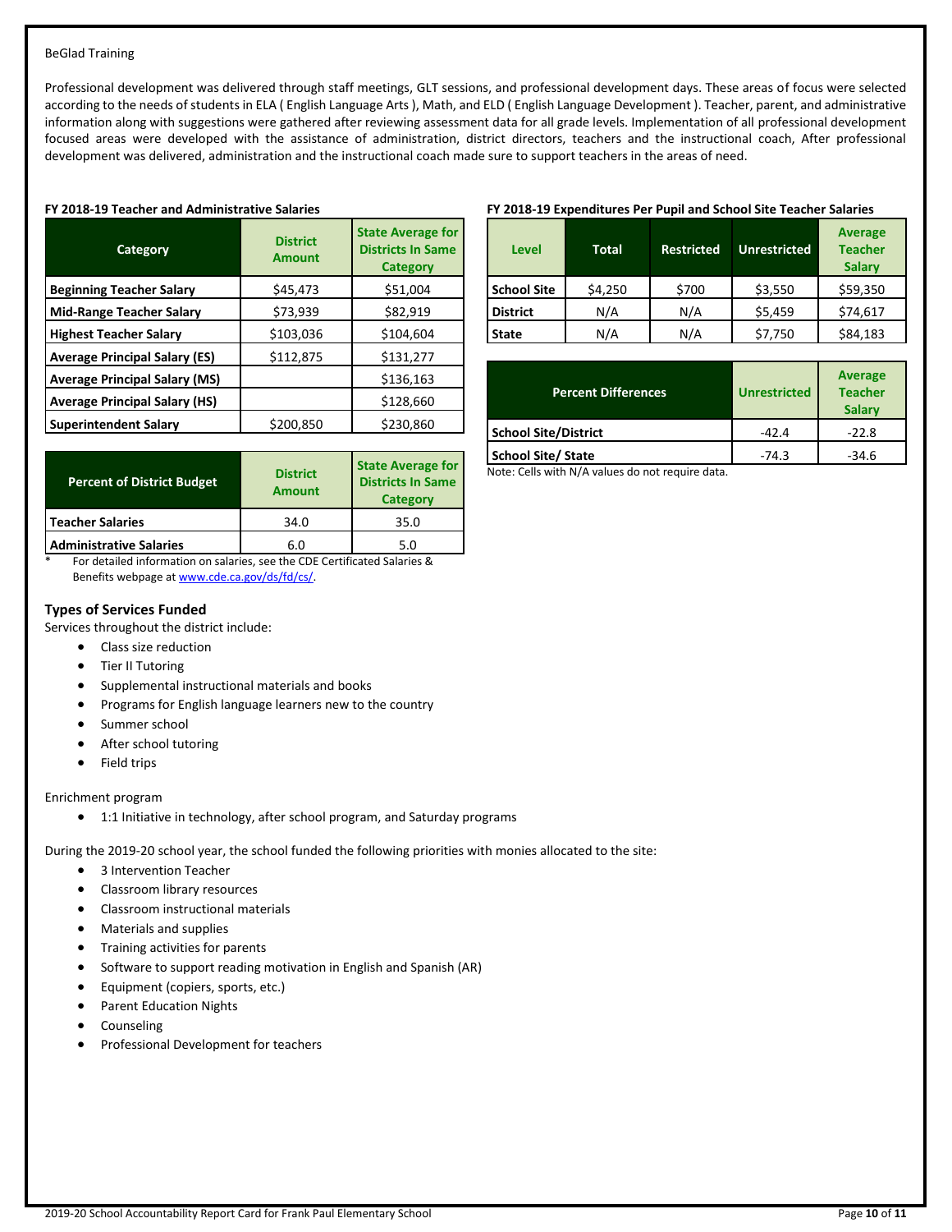BeGlad Training

Professional development was delivered through staff meetings, GLT sessions, and professional development days. These areas of focus were selected according to the needs of students in ELA ( English Language Arts ), Math, and ELD ( English Language Development ). Teacher, parent, and administrative information along with suggestions were gathered after reviewing assessment data for all grade levels. Implementation of all professional development focused areas were developed with the assistance of administration, district directors, teachers and the instructional coach, After professional development was delivered, administration and the instructional coach made sure to support teachers in the areas of need.

**FY 2018-19 Teacher and Administrative Salaries**

| Category | District Amount | State Average for Districts In Same Category |
|---|---|---|
| **Beginning Teacher Salary** | $45,473 | $51,004 |
| **Mid-Range Teacher Salary** | $73,939 | $82,919 |
| **Highest Teacher Salary** | $103,036 | $104,604 |
| **Average Principal Salary (ES)** | $112,875 | $131,277 |
| **Average Principal Salary (MS)** | | $136,163 |
| **Average Principal Salary (HS)** | | $128,660 |
| **Superintendent Salary** | $200,850 | $230,860 |

| Percent of District Budget | District Amount | State Average for Districts In Same Category |
|---|---|---|
| **Teacher Salaries** | 34.0 | 35.0 |
| **Administrative Salaries** | 6.0 | 5.0 |

\* For detailed information on salaries, see the CDE Certificated Salaries & Benefits webpage at www.cde.ca.gov/ds/fd/cs/.

**FY 2018-19 Expenditures Per Pupil and School Site Teacher Salaries**

| Level | Total | Restricted | Unrestricted | Average Teacher Salary |
|---|---|---|---|---|
| **School Site** | $4,250 | $700 | $3,550 | $59,350 |
| **District** | N/A | N/A | $5,459 | $74,617 |
| **State** | N/A | N/A | $7,750 | $84,183 |

| Percent Differences | Unrestricted | Average Teacher Salary |
|---|---|---|
| **School Site/District** | -42.4 | -22.8 |
| **School Site/ State** | -74.3 | -34.6 |

Note: Cells with N/A values do not require data.

### Types of Services Funded

Services throughout the district include:

- Class size reduction
- Tier II Tutoring
- Supplemental instructional materials and books
- Programs for English language learners new to the country
- Summer school
- After school tutoring
- Field trips

Enrichment program

- 1:1 Initiative in technology, after school program, and Saturday programs

During the 2019-20 school year, the school funded the following priorities with monies allocated to the site:

- 3 Intervention Teacher
- Classroom library resources
- Classroom instructional materials
- Materials and supplies
- Training activities for parents
- Software to support reading motivation in English and Spanish (AR)
- Equipment (copiers, sports, etc.)
- Parent Education Nights
- Counseling
- Professional Development for teachers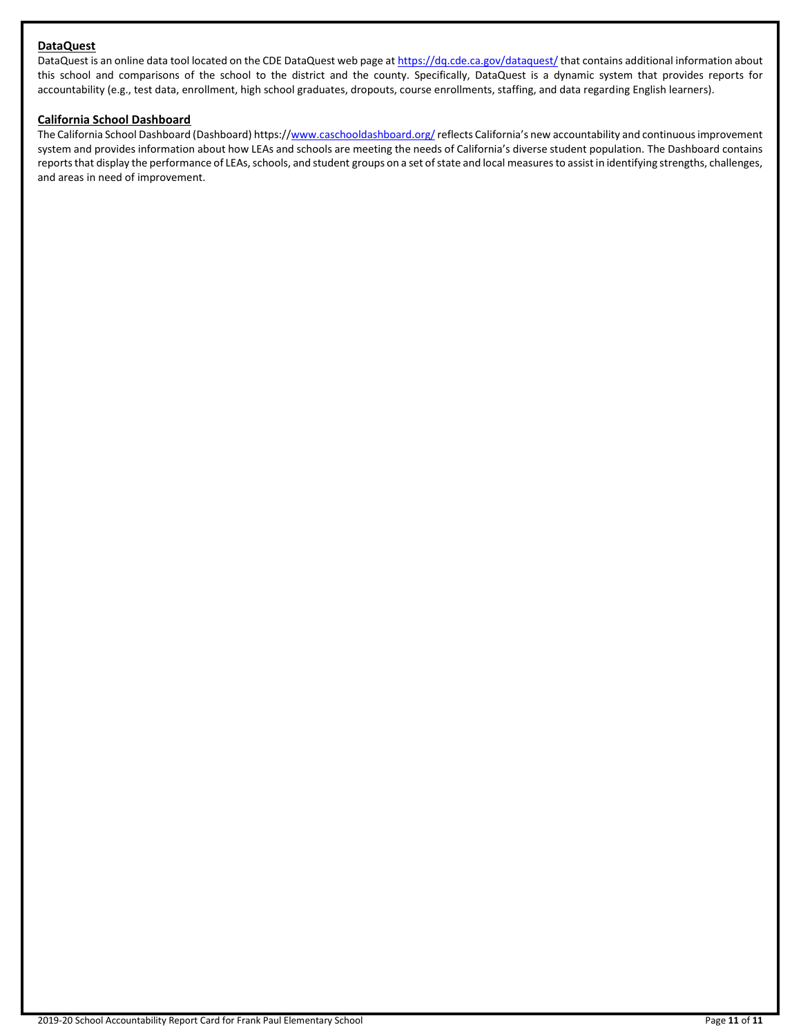**DataQuest**

DataQuest is an online data tool located on the CDE DataQuest web page at https://dq.cde.ca.gov/dataquest/ that contains additional information about this school and comparisons of the school to the district and the county. Specifically, DataQuest is a dynamic system that provides reports for accountability (e.g., test data, enrollment, high school graduates, dropouts, course enrollments, staffing, and data regarding English learners).

**California School Dashboard**

The California School Dashboard (Dashboard) https://www.caschooldashboard.org/ reflects California's new accountability and continuous improvement system and provides information about how LEAs and schools are meeting the needs of California's diverse student population. The Dashboard contains reports that display the performance of LEAs, schools, and student groups on a set of state and local measures to assist in identifying strengths, challenges, and areas in need of improvement.